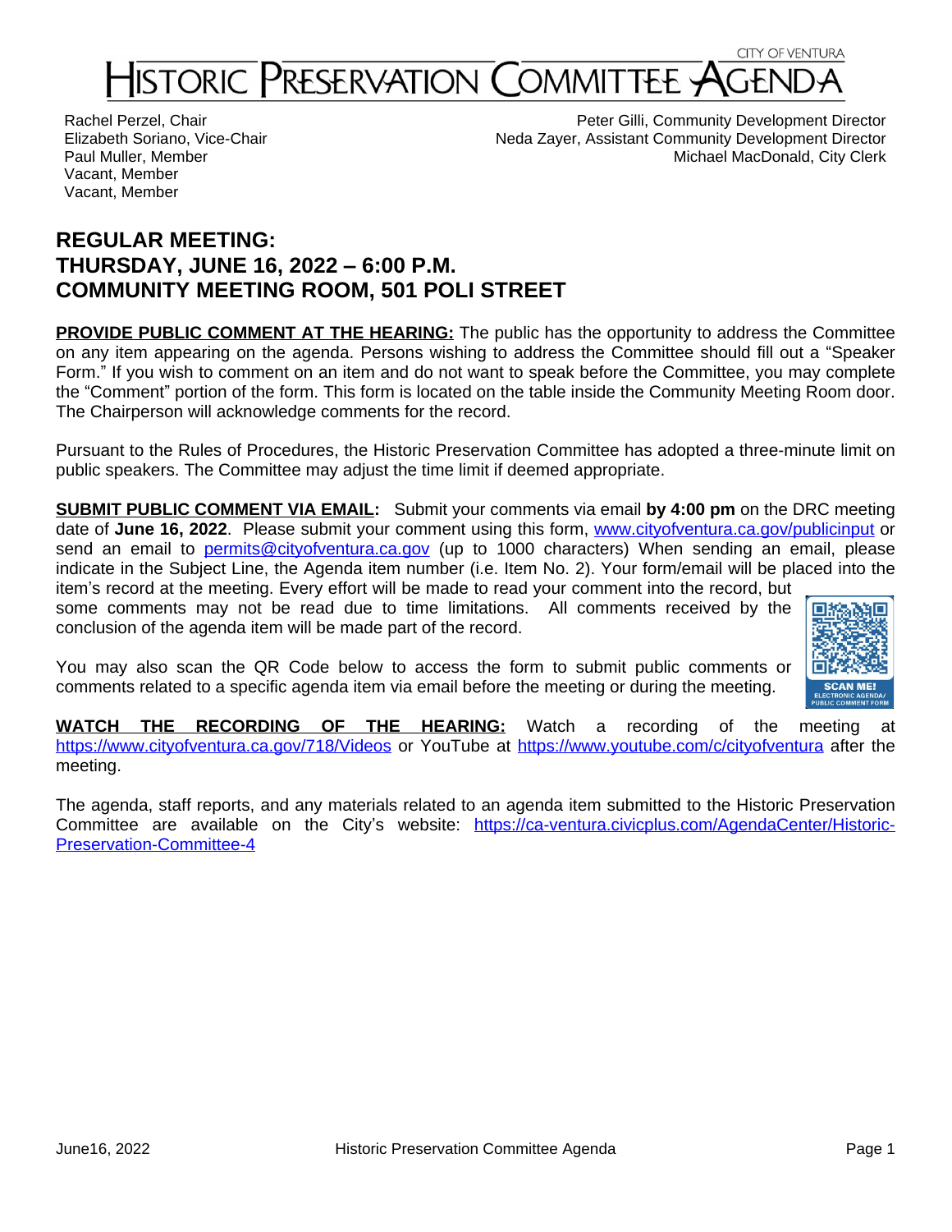CITY OF VENTURA

# HISTORIC PRESERVATION COMMITTEE AGENDA

Rachel Perzel, Chair
Elizabeth Soriano, Vice-Chair
Paul Muller, Member
Vacant, Member
Vacant, Member

Peter Gilli, Community Development Director
Neda Zayer, Assistant Community Development Director
Michael MacDonald, City Clerk

## REGULAR MEETING:
## THURSDAY, JUNE 16, 2022 – 6:00 P.M.
## COMMUNITY MEETING ROOM, 501 POLI STREET

**PROVIDE PUBLIC COMMENT AT THE HEARING:** The public has the opportunity to address the Committee on any item appearing on the agenda. Persons wishing to address the Committee should fill out a "Speaker Form." If you wish to comment on an item and do not want to speak before the Committee, you may complete the "Comment" portion of the form. This form is located on the table inside the Community Meeting Room door. The Chairperson will acknowledge comments for the record.

Pursuant to the Rules of Procedures, the Historic Preservation Committee has adopted a three-minute limit on public speakers. The Committee may adjust the time limit if deemed appropriate.

**SUBMIT PUBLIC COMMENT VIA EMAIL:** Submit your comments via email **by 4:00 pm** on the DRC meeting date of **June 16, 2022**. Please submit your comment using this form, www.cityofventura.ca.gov/publicinput or send an email to permits@cityofventura.ca.gov (up to 1000 characters) When sending an email, please indicate in the Subject Line, the Agenda item number (i.e. Item No. 2). Your form/email will be placed into the item's record at the meeting. Every effort will be made to read your comment into the record, but some comments may not be read due to time limitations. All comments received by the conclusion of the agenda item will be made part of the record.

You may also scan the QR Code below to access the form to submit public comments or comments related to a specific agenda item via email before the meeting or during the meeting.

SCAN ME! ELECTRONIC AGENDA/ PUBLIC COMMENT FORM

**WATCH THE RECORDING OF THE HEARING:** Watch a recording of the meeting at https://www.cityofventura.ca.gov/718/Videos or YouTube at https://www.youtube.com/c/cityofventura after the meeting.

The agenda, staff reports, and any materials related to an agenda item submitted to the Historic Preservation Committee are available on the City's website: https://ca-ventura.civicplus.com/AgendaCenter/Historic-Preservation-Committee-4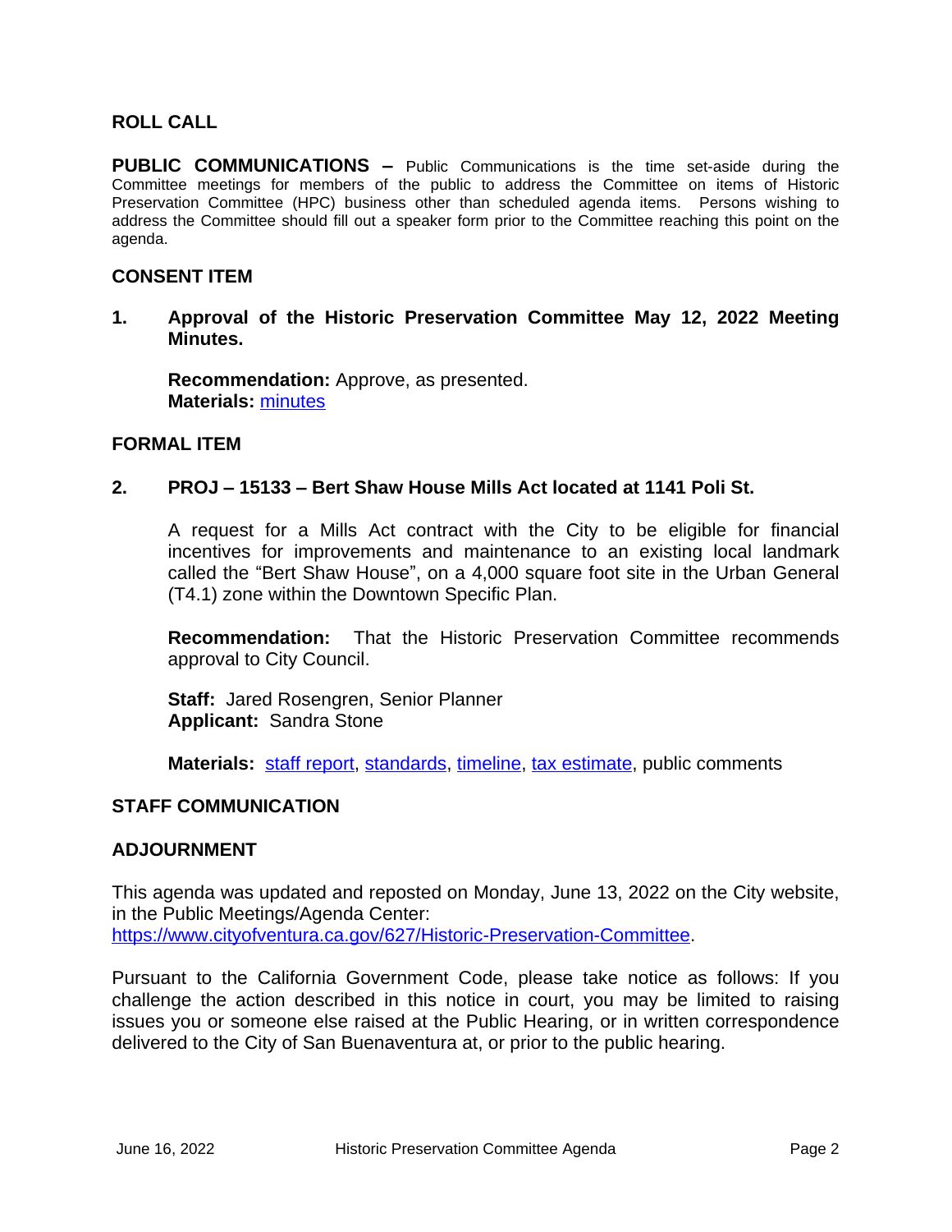## ROLL CALL

**PUBLIC COMMUNICATIONS –** Public Communications is the time set-aside during the Committee meetings for members of the public to address the Committee on items of Historic Preservation Committee (HPC) business other than scheduled agenda items. Persons wishing to address the Committee should fill out a speaker form prior to the Committee reaching this point on the agenda.

## CONSENT ITEM

**1. Approval of the Historic Preservation Committee May 12, 2022 Meeting Minutes.**

**Recommendation:** Approve, as presented.
**Materials:** minutes

## FORMAL ITEM

**2. PROJ – 15133 – Bert Shaw House Mills Act located at 1141 Poli St.**

A request for a Mills Act contract with the City to be eligible for financial incentives for improvements and maintenance to an existing local landmark called the "Bert Shaw House", on a 4,000 square foot site in the Urban General (T4.1) zone within the Downtown Specific Plan.

**Recommendation:** That the Historic Preservation Committee recommends approval to City Council.

**Staff:** Jared Rosengren, Senior Planner
**Applicant:** Sandra Stone

**Materials:** staff report, standards, timeline, tax estimate, public comments

## STAFF COMMUNICATION

## ADJOURNMENT

This agenda was updated and reposted on Monday, June 13, 2022 on the City website, in the Public Meetings/Agenda Center:
https://www.cityofventura.ca.gov/627/Historic-Preservation-Committee.

Pursuant to the California Government Code, please take notice as follows: If you challenge the action described in this notice in court, you may be limited to raising issues you or someone else raised at the Public Hearing, or in written correspondence delivered to the City of San Buenaventura at, or prior to the public hearing.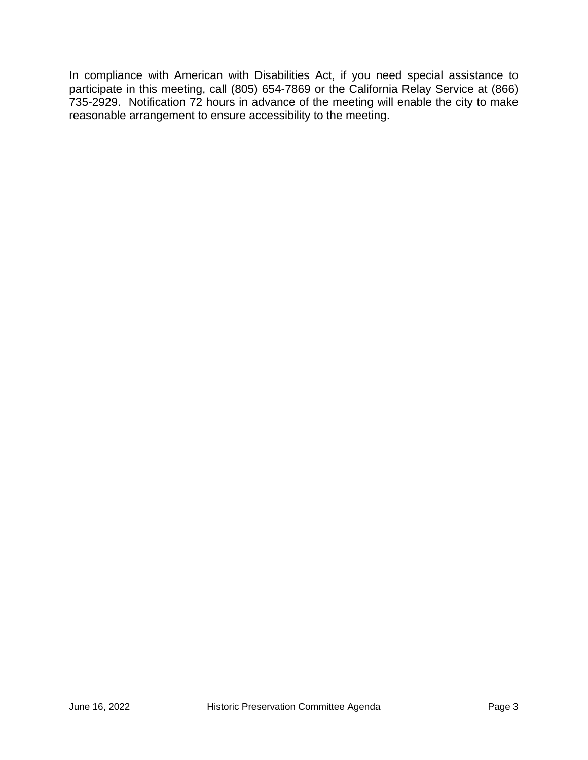In compliance with American with Disabilities Act, if you need special assistance to participate in this meeting, call (805) 654-7869 or the California Relay Service at (866) 735-2929. Notification 72 hours in advance of the meeting will enable the city to make reasonable arrangement to ensure accessibility to the meeting.